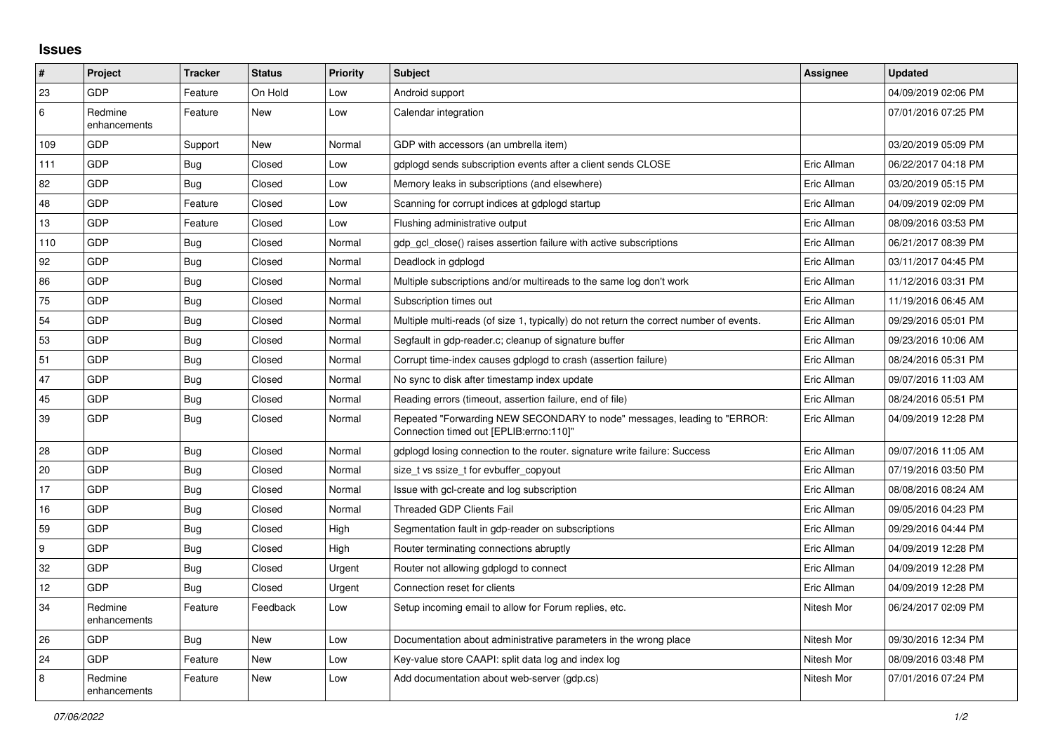# Issues

| # | Project | Tracker | Status | Priority | Subject | Assignee | Updated |
|---|---|---|---|---|---|---|---|
| 23 | GDP | Feature | On Hold | Low | Android support | | 04/09/2019 02:06 PM |
| 6 | Redmine enhancements | Feature | New | Low | Calendar integration | | 07/01/2016 07:25 PM |
| 109 | GDP | Support | New | Normal | GDP with accessors (an umbrella item) | | 03/20/2019 05:09 PM |
| 111 | GDP | Bug | Closed | Low | gdplogd sends subscription events after a client sends CLOSE | Eric Allman | 06/22/2017 04:18 PM |
| 82 | GDP | Bug | Closed | Low | Memory leaks in subscriptions (and elsewhere) | Eric Allman | 03/20/2019 05:15 PM |
| 48 | GDP | Feature | Closed | Low | Scanning for corrupt indices at gdplogd startup | Eric Allman | 04/09/2019 02:09 PM |
| 13 | GDP | Feature | Closed | Low | Flushing administrative output | Eric Allman | 08/09/2016 03:53 PM |
| 110 | GDP | Bug | Closed | Normal | gdp_gcl_close() raises assertion failure with active subscriptions | Eric Allman | 06/21/2017 08:39 PM |
| 92 | GDP | Bug | Closed | Normal | Deadlock in gdplogd | Eric Allman | 03/11/2017 04:45 PM |
| 86 | GDP | Bug | Closed | Normal | Multiple subscriptions and/or multireads to the same log don't work | Eric Allman | 11/12/2016 03:31 PM |
| 75 | GDP | Bug | Closed | Normal | Subscription times out | Eric Allman | 11/19/2016 06:45 AM |
| 54 | GDP | Bug | Closed | Normal | Multiple multi-reads (of size 1, typically) do not return the correct number of events. | Eric Allman | 09/29/2016 05:01 PM |
| 53 | GDP | Bug | Closed | Normal | Segfault in gdp-reader.c; cleanup of signature buffer | Eric Allman | 09/23/2016 10:06 AM |
| 51 | GDP | Bug | Closed | Normal | Corrupt time-index causes gdplogd to crash (assertion failure) | Eric Allman | 08/24/2016 05:31 PM |
| 47 | GDP | Bug | Closed | Normal | No sync to disk after timestamp index update | Eric Allman | 09/07/2016 11:03 AM |
| 45 | GDP | Bug | Closed | Normal | Reading errors (timeout, assertion failure, end of file) | Eric Allman | 08/24/2016 05:51 PM |
| 39 | GDP | Bug | Closed | Normal | Repeated "Forwarding NEW SECONDARY to node" messages, leading to "ERROR: Connection timed out [EPLIB:errno:110]" | Eric Allman | 04/09/2019 12:28 PM |
| 28 | GDP | Bug | Closed | Normal | gdplogd losing connection to the router. signature write failure: Success | Eric Allman | 09/07/2016 11:05 AM |
| 20 | GDP | Bug | Closed | Normal | size_t vs ssize_t for evbuffer_copyout | Eric Allman | 07/19/2016 03:50 PM |
| 17 | GDP | Bug | Closed | Normal | Issue with gcl-create and log subscription | Eric Allman | 08/08/2016 08:24 AM |
| 16 | GDP | Bug | Closed | Normal | Threaded GDP Clients Fail | Eric Allman | 09/05/2016 04:23 PM |
| 59 | GDP | Bug | Closed | High | Segmentation fault in gdp-reader on subscriptions | Eric Allman | 09/29/2016 04:44 PM |
| 9 | GDP | Bug | Closed | High | Router terminating connections abruptly | Eric Allman | 04/09/2019 12:28 PM |
| 32 | GDP | Bug | Closed | Urgent | Router not allowing gdplogd to connect | Eric Allman | 04/09/2019 12:28 PM |
| 12 | GDP | Bug | Closed | Urgent | Connection reset for clients | Eric Allman | 04/09/2019 12:28 PM |
| 34 | Redmine enhancements | Feature | Feedback | Low | Setup incoming email to allow for Forum replies, etc. | Nitesh Mor | 06/24/2017 02:09 PM |
| 26 | GDP | Bug | New | Low | Documentation about administrative parameters in the wrong place | Nitesh Mor | 09/30/2016 12:34 PM |
| 24 | GDP | Feature | New | Low | Key-value store CAAPI: split data log and index log | Nitesh Mor | 08/09/2016 03:48 PM |
| 8 | Redmine enhancements | Feature | New | Low | Add documentation about web-server (gdp.cs) | Nitesh Mor | 07/01/2016 07:24 PM |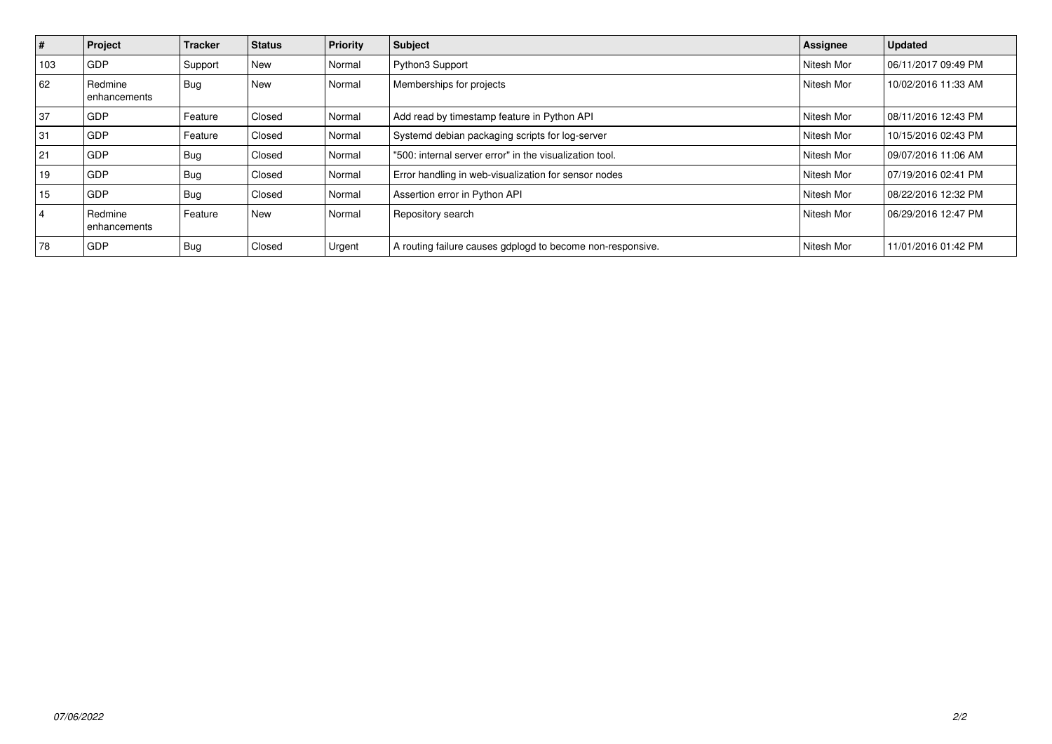| # | Project | Tracker | Status | Priority | Subject | Assignee | Updated |
|---|---|---|---|---|---|---|---|
| 103 | GDP | Support | New | Normal | Python3 Support | Nitesh Mor | 06/11/2017 09:49 PM |
| 62 | Redmine enhancements | Bug | New | Normal | Memberships for projects | Nitesh Mor | 10/02/2016 11:33 AM |
| 37 | GDP | Feature | Closed | Normal | Add read by timestamp feature in Python API | Nitesh Mor | 08/11/2016 12:43 PM |
| 31 | GDP | Feature | Closed | Normal | Systemd debian packaging scripts for log-server | Nitesh Mor | 10/15/2016 02:43 PM |
| 21 | GDP | Bug | Closed | Normal | "500: internal server error" in the visualization tool. | Nitesh Mor | 09/07/2016 11:06 AM |
| 19 | GDP | Bug | Closed | Normal | Error handling in web-visualization for sensor nodes | Nitesh Mor | 07/19/2016 02:41 PM |
| 15 | GDP | Bug | Closed | Normal | Assertion error in Python API | Nitesh Mor | 08/22/2016 12:32 PM |
| 4 | Redmine enhancements | Feature | New | Normal | Repository search | Nitesh Mor | 06/29/2016 12:47 PM |
| 78 | GDP | Bug | Closed | Urgent | A routing failure causes gdplogd to become non-responsive. | Nitesh Mor | 11/01/2016 01:42 PM |

*07/06/2022*